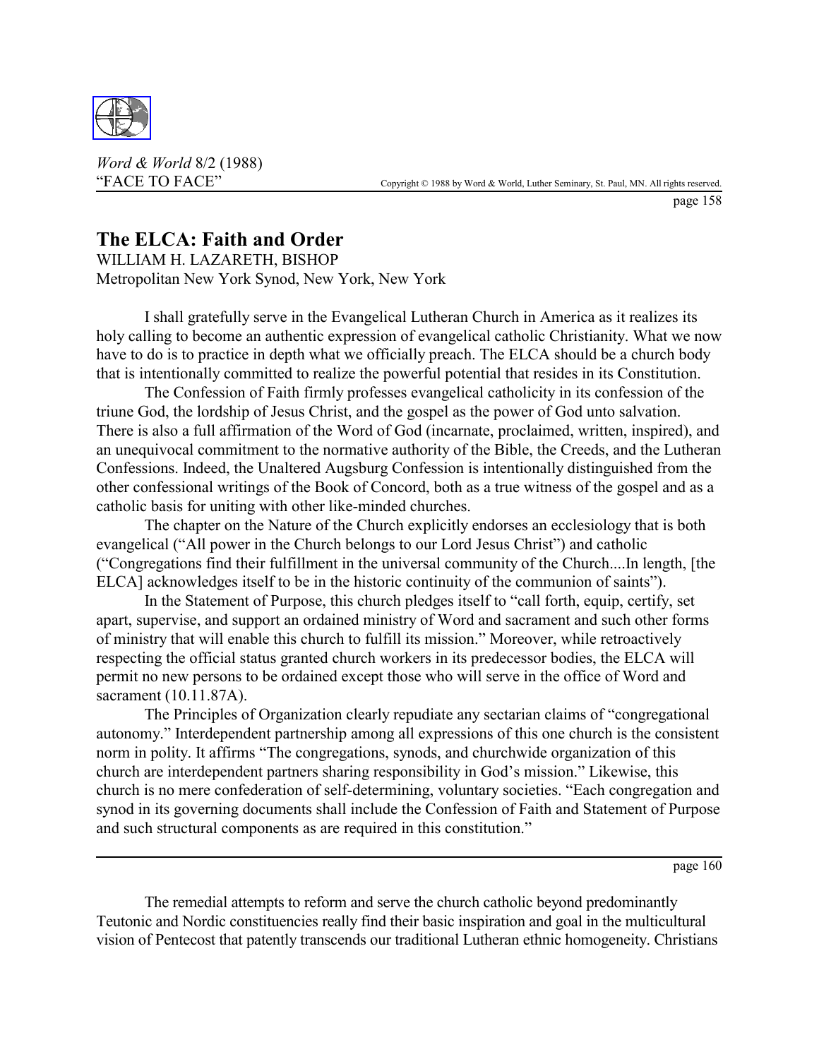*Word & World* 8/2 (1988)
"FACE TO FACE"

Copyright © 1988 by Word & World, Luther Seminary, St. Paul, MN. All rights reserved.

# The ELCA: Faith and Order

WILLIAM H. LAZARETH, BISHOP
Metropolitan New York Synod, New York, New York

I shall gratefully serve in the Evangelical Lutheran Church in America as it realizes its holy calling to become an authentic expression of evangelical catholic Christianity. What we now have to do is to practice in depth what we officially preach. The ELCA should be a church body that is intentionally committed to realize the powerful potential that resides in its Constitution.

The Confession of Faith firmly professes evangelical catholicity in its confession of the triune God, the lordship of Jesus Christ, and the gospel as the power of God unto salvation. There is also a full affirmation of the Word of God (incarnate, proclaimed, written, inspired), and an unequivocal commitment to the normative authority of the Bible, the Creeds, and the Lutheran Confessions. Indeed, the Unaltered Augsburg Confession is intentionally distinguished from the other confessional writings of the Book of Concord, both as a true witness of the gospel and as a catholic basis for uniting with other like-minded churches.

The chapter on the Nature of the Church explicitly endorses an ecclesiology that is both evangelical ("All power in the Church belongs to our Lord Jesus Christ") and catholic ("Congregations find their fulfillment in the universal community of the Church....In length, [the ELCA] acknowledges itself to be in the historic continuity of the communion of saints").

In the Statement of Purpose, this church pledges itself to "call forth, equip, certify, set apart, supervise, and support an ordained ministry of Word and sacrament and such other forms of ministry that will enable this church to fulfill its mission." Moreover, while retroactively respecting the official status granted church workers in its predecessor bodies, the ELCA will permit no new persons to be ordained except those who will serve in the office of Word and sacrament (10.11.87A).

The Principles of Organization clearly repudiate any sectarian claims of "congregational autonomy." Interdependent partnership among all expressions of this one church is the consistent norm in polity. It affirms "The congregations, synods, and churchwide organization of this church are interdependent partners sharing responsibility in God's mission." Likewise, this church is no mere confederation of self-determining, voluntary societies. "Each congregation and synod in its governing documents shall include the Confession of Faith and Statement of Purpose and such structural components as are required in this constitution."

The remedial attempts to reform and serve the church catholic beyond predominantly Teutonic and Nordic constituencies really find their basic inspiration and goal in the multicultural vision of Pentecost that patently transcends our traditional Lutheran ethnic homogeneity. Christians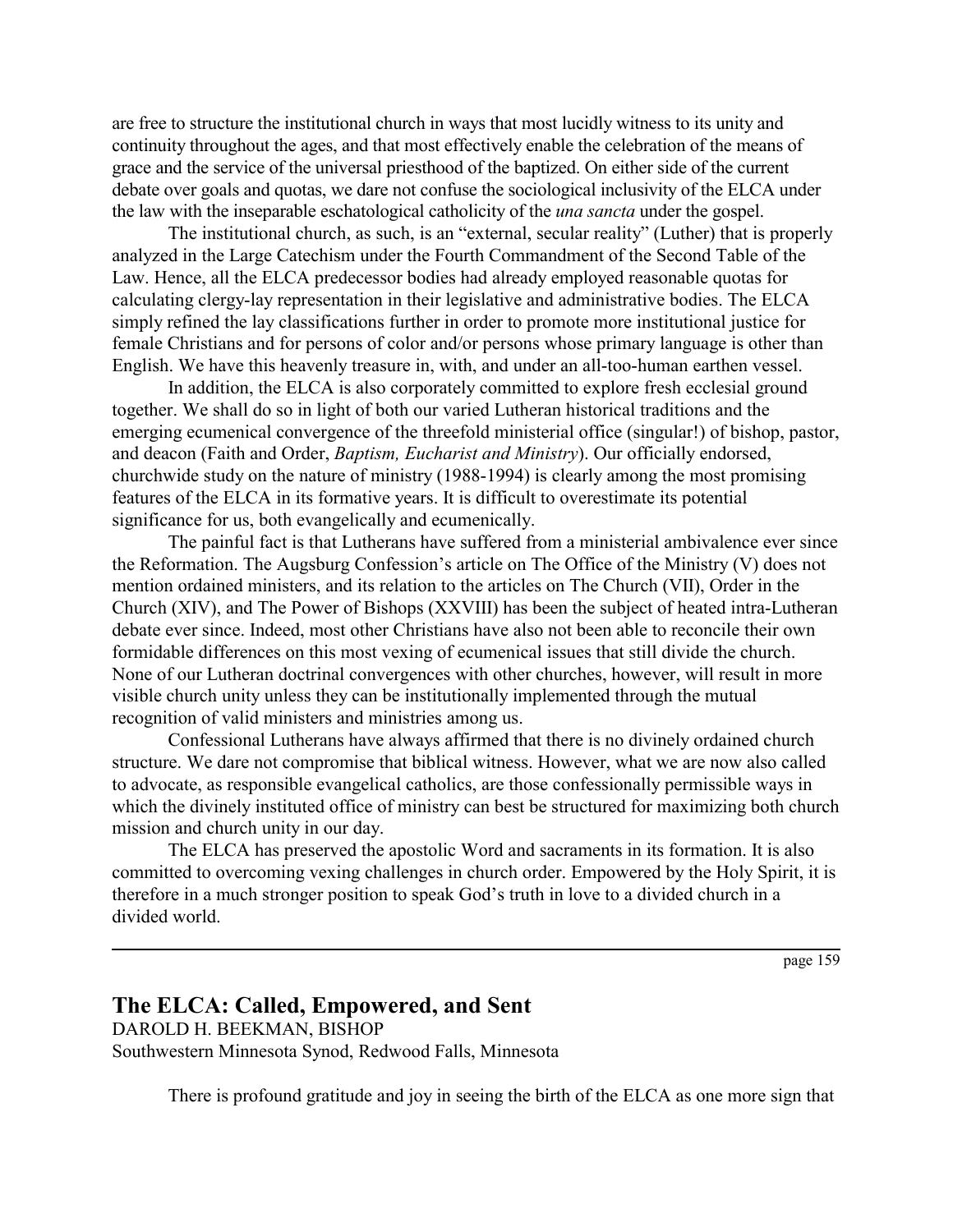are free to structure the institutional church in ways that most lucidly witness to its unity and continuity throughout the ages, and that most effectively enable the celebration of the means of grace and the service of the universal priesthood of the baptized. On either side of the current debate over goals and quotas, we dare not confuse the sociological inclusivity of the ELCA under the law with the inseparable eschatological catholicity of the *una sancta* under the gospel.

The institutional church, as such, is an "external, secular reality" (Luther) that is properly analyzed in the Large Catechism under the Fourth Commandment of the Second Table of the Law. Hence, all the ELCA predecessor bodies had already employed reasonable quotas for calculating clergy-lay representation in their legislative and administrative bodies. The ELCA simply refined the lay classifications further in order to promote more institutional justice for female Christians and for persons of color and/or persons whose primary language is other than English. We have this heavenly treasure in, with, and under an all-too-human earthen vessel.

In addition, the ELCA is also corporately committed to explore fresh ecclesial ground together. We shall do so in light of both our varied Lutheran historical traditions and the emerging ecumenical convergence of the threefold ministerial office (singular!) of bishop, pastor, and deacon (Faith and Order, *Baptism, Eucharist and Ministry*). Our officially endorsed, churchwide study on the nature of ministry (1988-1994) is clearly among the most promising features of the ELCA in its formative years. It is difficult to overestimate its potential significance for us, both evangelically and ecumenically.

The painful fact is that Lutherans have suffered from a ministerial ambivalence ever since the Reformation. The Augsburg Confession's article on The Office of the Ministry (V) does not mention ordained ministers, and its relation to the articles on The Church (VII), Order in the Church (XIV), and The Power of Bishops (XXVIII) has been the subject of heated intra-Lutheran debate ever since. Indeed, most other Christians have also not been able to reconcile their own formidable differences on this most vexing of ecumenical issues that still divide the church. None of our Lutheran doctrinal convergences with other churches, however, will result in more visible church unity unless they can be institutionally implemented through the mutual recognition of valid ministers and ministries among us.

Confessional Lutherans have always affirmed that there is no divinely ordained church structure. We dare not compromise that biblical witness. However, what we are now also called to advocate, as responsible evangelical catholics, are those confessionally permissible ways in which the divinely instituted office of ministry can best be structured for maximizing both church mission and church unity in our day.

The ELCA has preserved the apostolic Word and sacraments in its formation. It is also committed to overcoming vexing challenges in church order. Empowered by the Holy Spirit, it is therefore in a much stronger position to speak God's truth in love to a divided church in a divided world.

---

## The ELCA: Called, Empowered, and Sent

DAROLD H. BEEKMAN, BISHOP
Southwestern Minnesota Synod, Redwood Falls, Minnesota

There is profound gratitude and joy in seeing the birth of the ELCA as one more sign that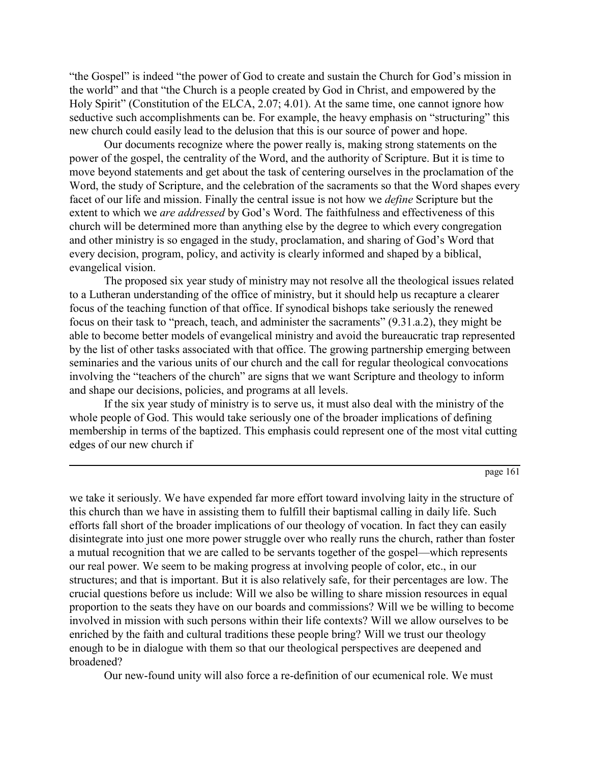"the Gospel" is indeed "the power of God to create and sustain the Church for God's mission in the world" and that "the Church is a people created by God in Christ, and empowered by the Holy Spirit" (Constitution of the ELCA, 2.07; 4.01). At the same time, one cannot ignore how seductive such accomplishments can be. For example, the heavy emphasis on "structuring" this new church could easily lead to the delusion that this is our source of power and hope.

Our documents recognize where the power really is, making strong statements on the power of the gospel, the centrality of the Word, and the authority of Scripture. But it is time to move beyond statements and get about the task of centering ourselves in the proclamation of the Word, the study of Scripture, and the celebration of the sacraments so that the Word shapes every facet of our life and mission. Finally the central issue is not how we *define* Scripture but the extent to which we *are addressed* by God's Word. The faithfulness and effectiveness of this church will be determined more than anything else by the degree to which every congregation and other ministry is so engaged in the study, proclamation, and sharing of God's Word that every decision, program, policy, and activity is clearly informed and shaped by a biblical, evangelical vision.

The proposed six year study of ministry may not resolve all the theological issues related to a Lutheran understanding of the office of ministry, but it should help us recapture a clearer focus of the teaching function of that office. If synodical bishops take seriously the renewed focus on their task to "preach, teach, and administer the sacraments" (9.31.a.2), they might be able to become better models of evangelical ministry and avoid the bureaucratic trap represented by the list of other tasks associated with that office. The growing partnership emerging between seminaries and the various units of our church and the call for regular theological convocations involving the "teachers of the church" are signs that we want Scripture and theology to inform and shape our decisions, policies, and programs at all levels.

If the six year study of ministry is to serve us, it must also deal with the ministry of the whole people of God. This would take seriously one of the broader implications of defining membership in terms of the baptized. This emphasis could represent one of the most vital cutting edges of our new church if we take it seriously. We have expended far more effort toward involving laity in the structure of this church than we have in assisting them to fulfill their baptismal calling in daily life. Such efforts fall short of the broader implications of our theology of vocation. In fact they can easily disintegrate into just one more power struggle over who really runs the church, rather than foster a mutual recognition that we are called to be servants together of the gospel—which represents our real power. We seem to be making progress at involving people of color, etc., in our structures; and that is important. But it is also relatively safe, for their percentages are low. The crucial questions before us include: Will we also be willing to share mission resources in equal proportion to the seats they have on our boards and commissions? Will we be willing to become involved in mission with such persons within their life contexts? Will we allow ourselves to be enriched by the faith and cultural traditions these people bring? Will we trust our theology enough to be in dialogue with them so that our theological perspectives are deepened and broadened?

Our new-found unity will also force a re-definition of our ecumenical role. We must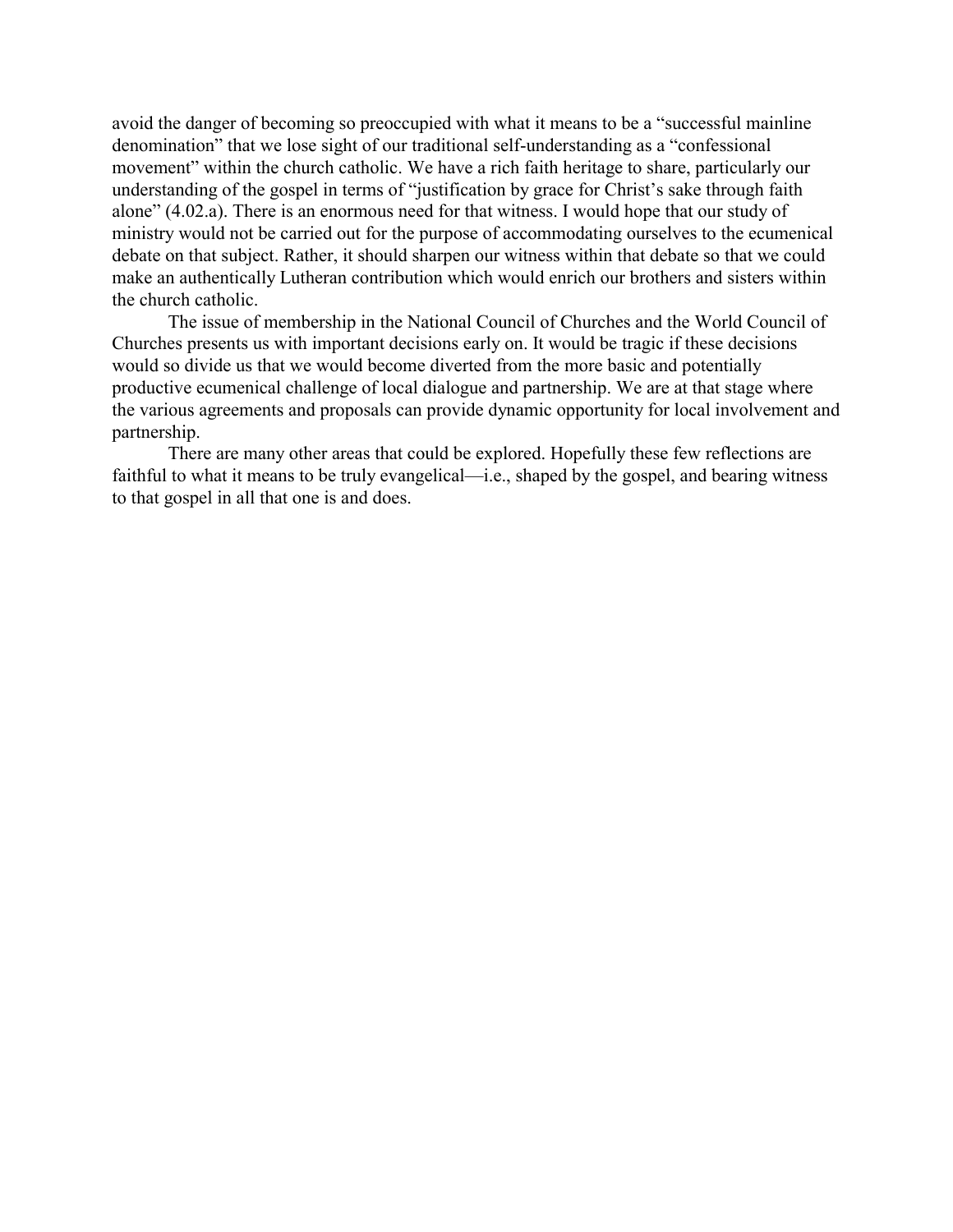avoid the danger of becoming so preoccupied with what it means to be a "successful mainline denomination" that we lose sight of our traditional self-understanding as a "confessional movement" within the church catholic. We have a rich faith heritage to share, particularly our understanding of the gospel in terms of "justification by grace for Christ's sake through faith alone" (4.02.a). There is an enormous need for that witness. I would hope that our study of ministry would not be carried out for the purpose of accommodating ourselves to the ecumenical debate on that subject. Rather, it should sharpen our witness within that debate so that we could make an authentically Lutheran contribution which would enrich our brothers and sisters within the church catholic.

The issue of membership in the National Council of Churches and the World Council of Churches presents us with important decisions early on. It would be tragic if these decisions would so divide us that we would become diverted from the more basic and potentially productive ecumenical challenge of local dialogue and partnership. We are at that stage where the various agreements and proposals can provide dynamic opportunity for local involvement and partnership.

There are many other areas that could be explored. Hopefully these few reflections are faithful to what it means to be truly evangelical—i.e., shaped by the gospel, and bearing witness to that gospel in all that one is and does.